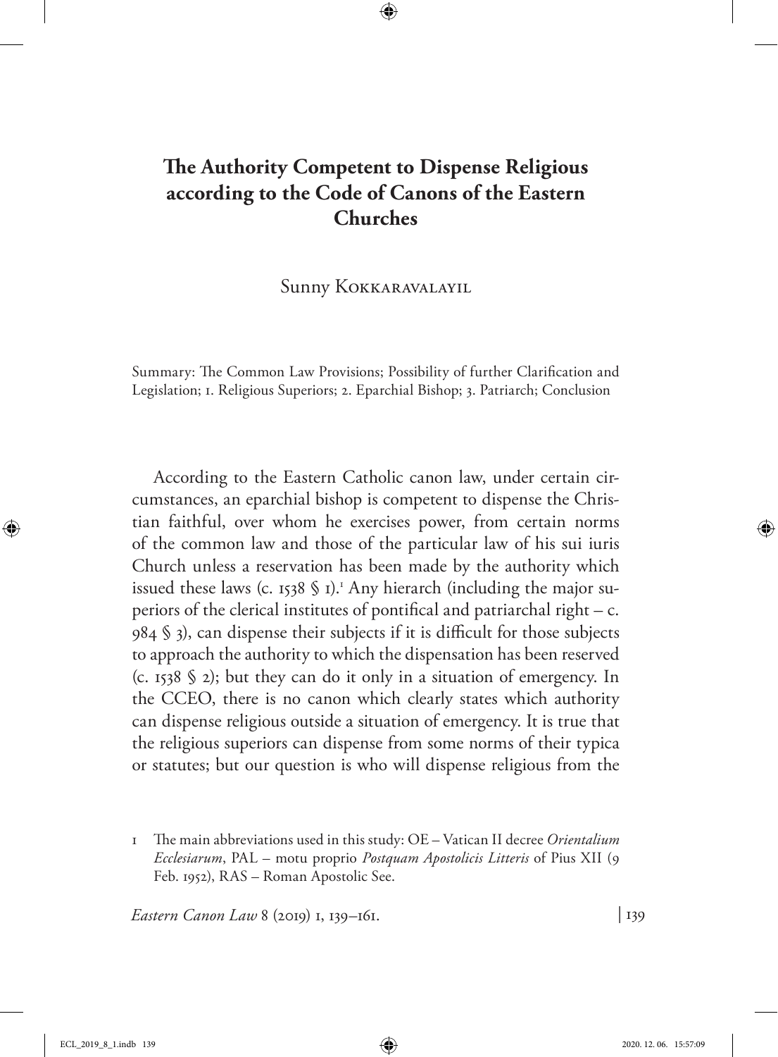# The Authority Competent to Dispense Religious according to the Code of Canons of the Eastern Churches

Sunny Kokkaravalayil

Summary: The Common Law Provisions; Possibility of further Clarification and Legislation; 1. Religious Superiors; 2. Eparchial Bishop; 3. Patriarch; Conclusion

According to the Eastern Catholic canon law, under certain circumstances, an eparchial bishop is competent to dispense the Christian faithful, over whom he exercises power, from certain norms of the common law and those of the particular law of his sui iuris Church unless a reservation has been made by the authority which issued these laws (c. 1538 § 1).[1] Any hierarch (including the major superiors of the clerical institutes of pontifical and patriarchal right – c. 984 § 3), can dispense their subjects if it is difficult for those subjects to approach the authority to which the dispensation has been reserved (c. 1538 § 2); but they can do it only in a situation of emergency. In the CCEO, there is no canon which clearly states which authority can dispense religious outside a situation of emergency. It is true that the religious superiors can dispense from some norms of their typica or statutes; but our question is who will dispense religious from the

1 The main abbreviations used in this study: OE – Vatican II decree *Orientalium Ecclesiarum*, PAL – motu proprio *Postquam Apostolicis Litteris* of Pius XII (9 Feb. 1952), RAS – Roman Apostolic See.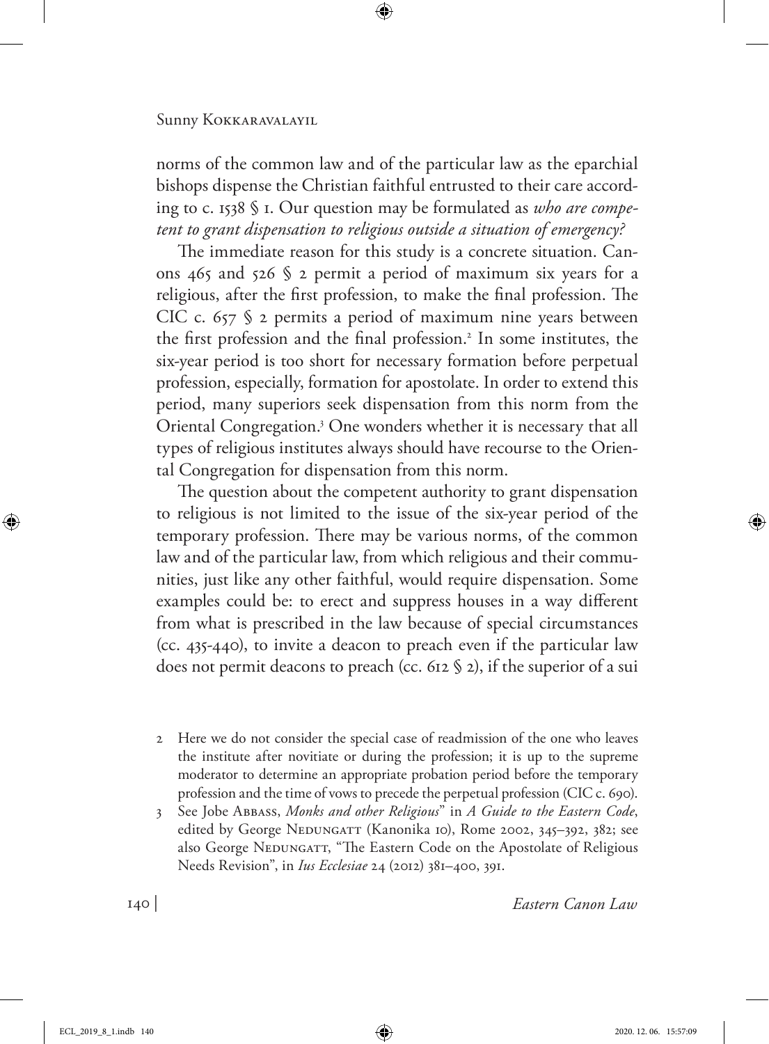norms of the common law and of the particular law as the eparchial bishops dispense the Christian faithful entrusted to their care according to c. 1538 § 1. Our question may be formulated as *who are competent to grant dispensation to religious outside a situation of emergency?*

The immediate reason for this study is a concrete situation. Canons 465 and 526 § 2 permit a period of maximum six years for a religious, after the first profession, to make the final profession. The CIC c. 657 § 2 permits a period of maximum nine years between the first profession and the final profession.[2] In some institutes, the six-year period is too short for necessary formation before perpetual profession, especially, formation for apostolate. In order to extend this period, many superiors seek dispensation from this norm from the Oriental Congregation.[3] One wonders whether it is necessary that all types of religious institutes always should have recourse to the Oriental Congregation for dispensation from this norm.

The question about the competent authority to grant dispensation to religious is not limited to the issue of the six-year period of the temporary profession. There may be various norms, of the common law and of the particular law, from which religious and their communities, just like any other faithful, would require dispensation. Some examples could be: to erect and suppress houses in a way different from what is prescribed in the law because of special circumstances (cc. 435-440), to invite a deacon to preach even if the particular law does not permit deacons to preach (cc. 612 § 2), if the superior of a sui

2 Here we do not consider the special case of readmission of the one who leaves the institute after novitiate or during the profession; it is up to the supreme moderator to determine an appropriate probation period before the temporary profession and the time of vows to precede the perpetual profession (CIC c. 690).

3 See Jobe Abbass, *Monks and other Religious*" in *A Guide to the Eastern Code*, edited by George Nedungatt (Kanonika 10), Rome 2002, 345–392, 382; see also George Nedungatt, "The Eastern Code on the Apostolate of Religious Needs Revision", in *Ius Ecclesiae* 24 (2012) 381–400, 391.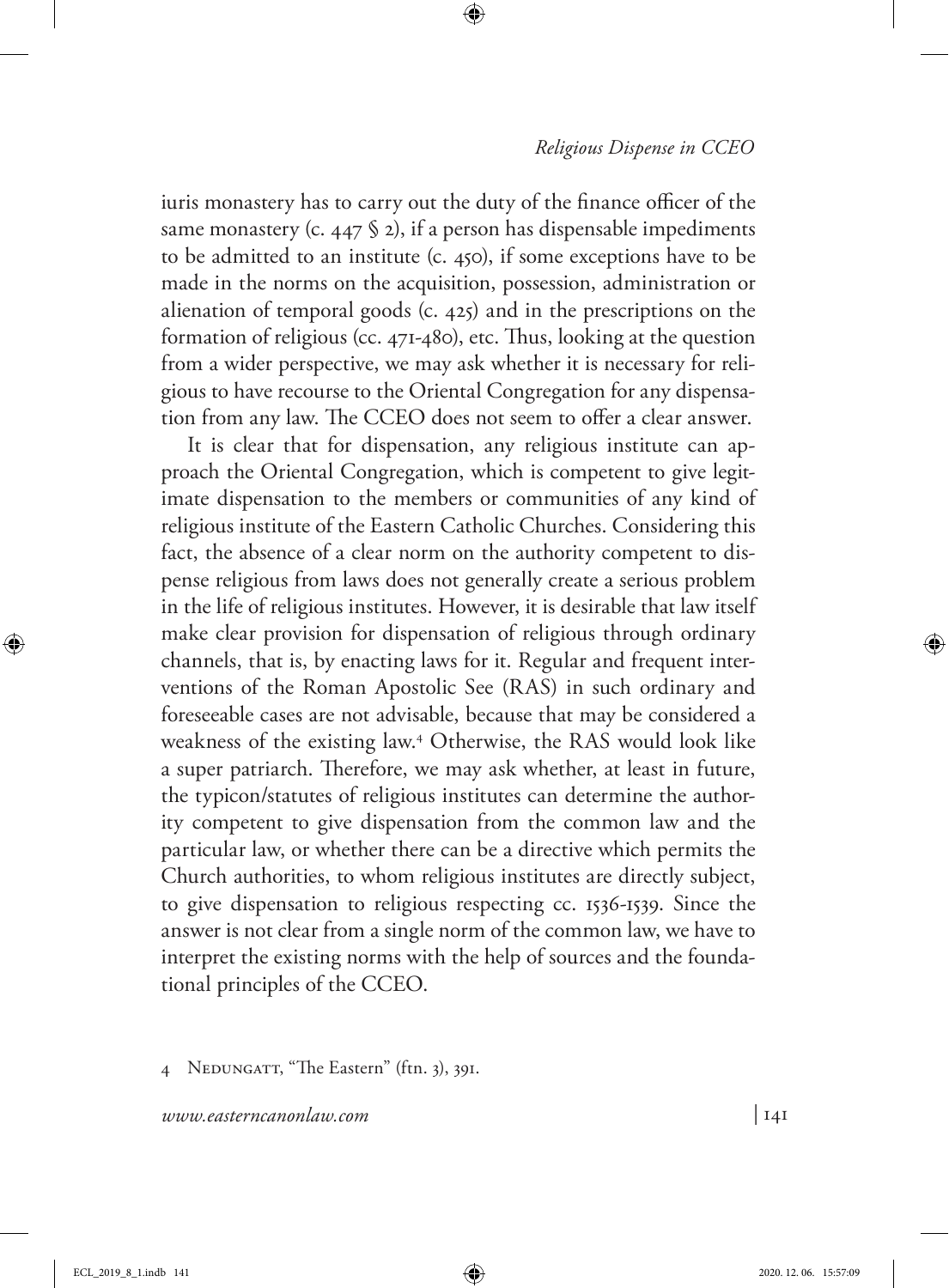iuris monastery has to carry out the duty of the finance officer of the same monastery (c. 447 § 2), if a person has dispensable impediments to be admitted to an institute (c. 450), if some exceptions have to be made in the norms on the acquisition, possession, administration or alienation of temporal goods (c. 425) and in the prescriptions on the formation of religious (cc. 471-480), etc. Thus, looking at the question from a wider perspective, we may ask whether it is necessary for religious to have recourse to the Oriental Congregation for any dispensation from any law. The CCEO does not seem to offer a clear answer.

It is clear that for dispensation, any religious institute can approach the Oriental Congregation, which is competent to give legitimate dispensation to the members or communities of any kind of religious institute of the Eastern Catholic Churches. Considering this fact, the absence of a clear norm on the authority competent to dispense religious from laws does not generally create a serious problem in the life of religious institutes. However, it is desirable that law itself make clear provision for dispensation of religious through ordinary channels, that is, by enacting laws for it. Regular and frequent interventions of the Roman Apostolic See (RAS) in such ordinary and foreseeable cases are not advisable, because that may be considered a weakness of the existing law.[4] Otherwise, the RAS would look like a super patriarch. Therefore, we may ask whether, at least in future, the typicon/statutes of religious institutes can determine the authority competent to give dispensation from the common law and the particular law, or whether there can be a directive which permits the Church authorities, to whom religious institutes are directly subject, to give dispensation to religious respecting cc. 1536-1539. Since the answer is not clear from a single norm of the common law, we have to interpret the existing norms with the help of sources and the foundational principles of the CCEO.

4 Nedungatt, "The Eastern" (ftn. 3), 391.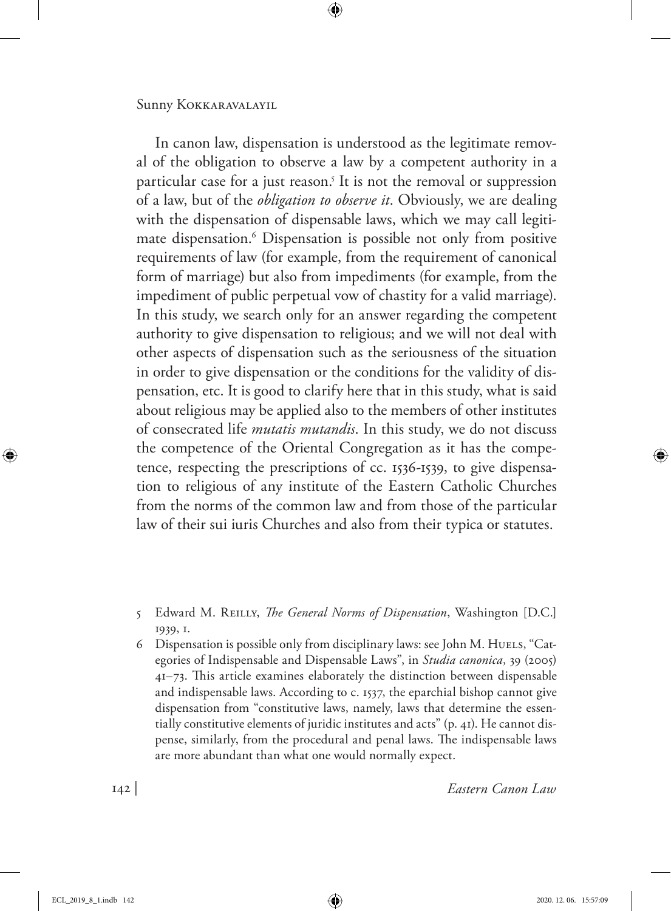In canon law, dispensation is understood as the legitimate removal of the obligation to observe a law by a competent authority in a particular case for a just reason.[5] It is not the removal or suppression of a law, but of the *obligation to observe it*. Obviously, we are dealing with the dispensation of dispensable laws, which we may call legitimate dispensation.[6] Dispensation is possible not only from positive requirements of law (for example, from the requirement of canonical form of marriage) but also from impediments (for example, from the impediment of public perpetual vow of chastity for a valid marriage). In this study, we search only for an answer regarding the competent authority to give dispensation to religious; and we will not deal with other aspects of dispensation such as the seriousness of the situation in order to give dispensation or the conditions for the validity of dispensation, etc. It is good to clarify here that in this study, what is said about religious may be applied also to the members of other institutes of consecrated life *mutatis mutandis*. In this study, we do not discuss the competence of the Oriental Congregation as it has the competence, respecting the prescriptions of cc. 1536-1539, to give dispensation to religious of any institute of the Eastern Catholic Churches from the norms of the common law and from those of the particular law of their sui iuris Churches and also from their typica or statutes.

---

5 Edward M. Reilly, *The General Norms of Dispensation*, Washington [D.C.] 1939, 1.

6 Dispensation is possible only from disciplinary laws: see John M. Huels, "Categories of Indispensable and Dispensable Laws", in *Studia canonica*, 39 (2005) 41–73. This article examines elaborately the distinction between dispensable and indispensable laws. According to c. 1537, the eparchial bishop cannot give dispensation from "constitutive laws, namely, laws that determine the essentially constitutive elements of juridic institutes and acts" (p. 41). He cannot dispense, similarly, from the procedural and penal laws. The indispensable laws are more abundant than what one would normally expect.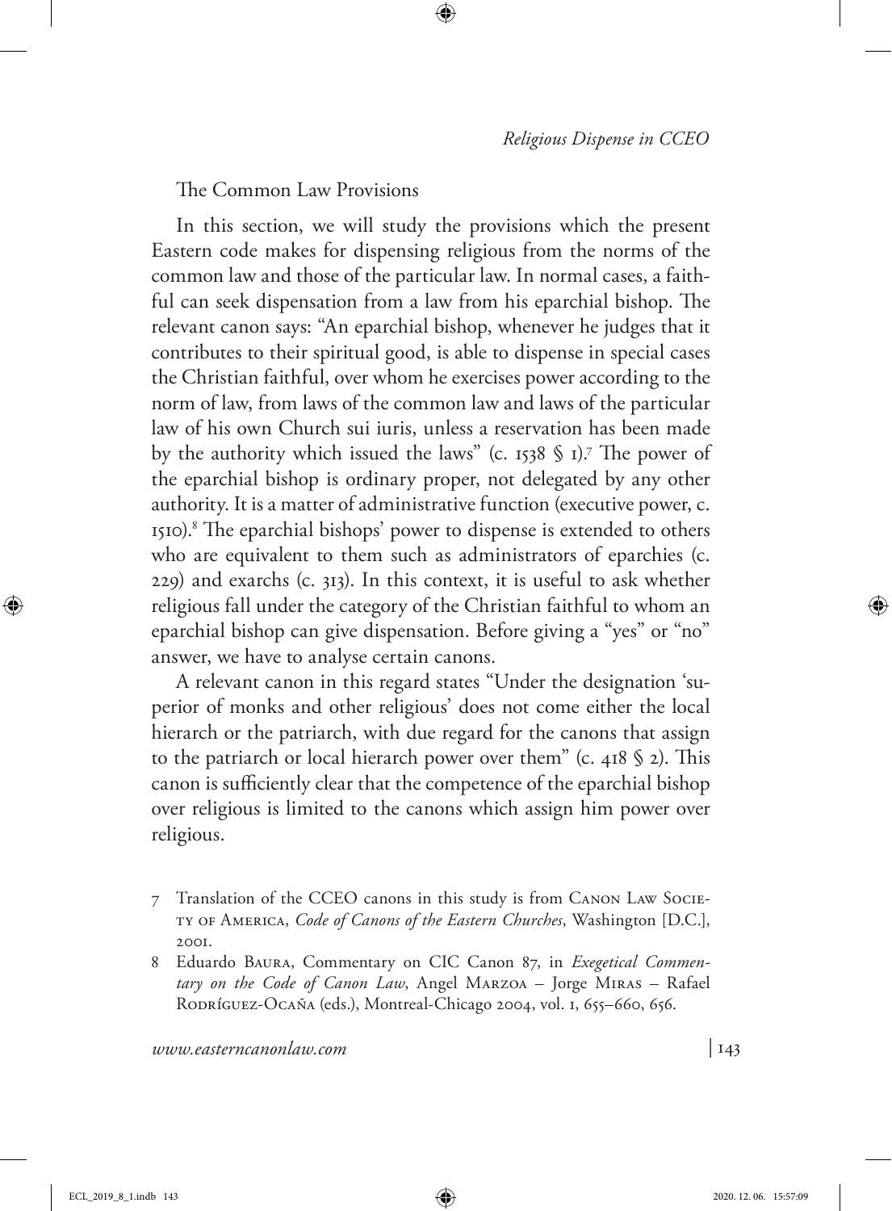## The Common Law Provisions

In this section, we will study the provisions which the present Eastern code makes for dispensing religious from the norms of the common law and those of the particular law. In normal cases, a faithful can seek dispensation from a law from his eparchial bishop. The relevant canon says: "An eparchial bishop, whenever he judges that it contributes to their spiritual good, is able to dispense in special cases the Christian faithful, over whom he exercises power according to the norm of law, from laws of the common law and laws of the particular law of his own Church sui iuris, unless a reservation has been made by the authority which issued the laws" (c. 1538 § 1).[7] The power of the eparchial bishop is ordinary proper, not delegated by any other authority. It is a matter of administrative function (executive power, c. 1510).[8] The eparchial bishops' power to dispense is extended to others who are equivalent to them such as administrators of eparchies (c. 229) and exarchs (c. 313). In this context, it is useful to ask whether religious fall under the category of the Christian faithful to whom an eparchial bishop can give dispensation. Before giving a "yes" or "no" answer, we have to analyse certain canons.

A relevant canon in this regard states "Under the designation 'superior of monks and other religious' does not come either the local hierarch or the patriarch, with due regard for the canons that assign to the patriarch or local hierarch power over them" (c. 418 § 2). This canon is sufficiently clear that the competence of the eparchial bishop over religious is limited to the canons which assign him power over religious.

---

7 Translation of the CCEO canons in this study is from Canon Law Society of America, *Code of Canons of the Eastern Churches*, Washington [D.C.], 2001.

8 Eduardo Baura, Commentary on CIC Canon 87, in *Exegetical Commentary on the Code of Canon Law*, Angel Marzoa – Jorge Miras – Rafael Rodríguez-Ocaña (eds.), Montreal-Chicago 2004, vol. 1, 655–660, 656.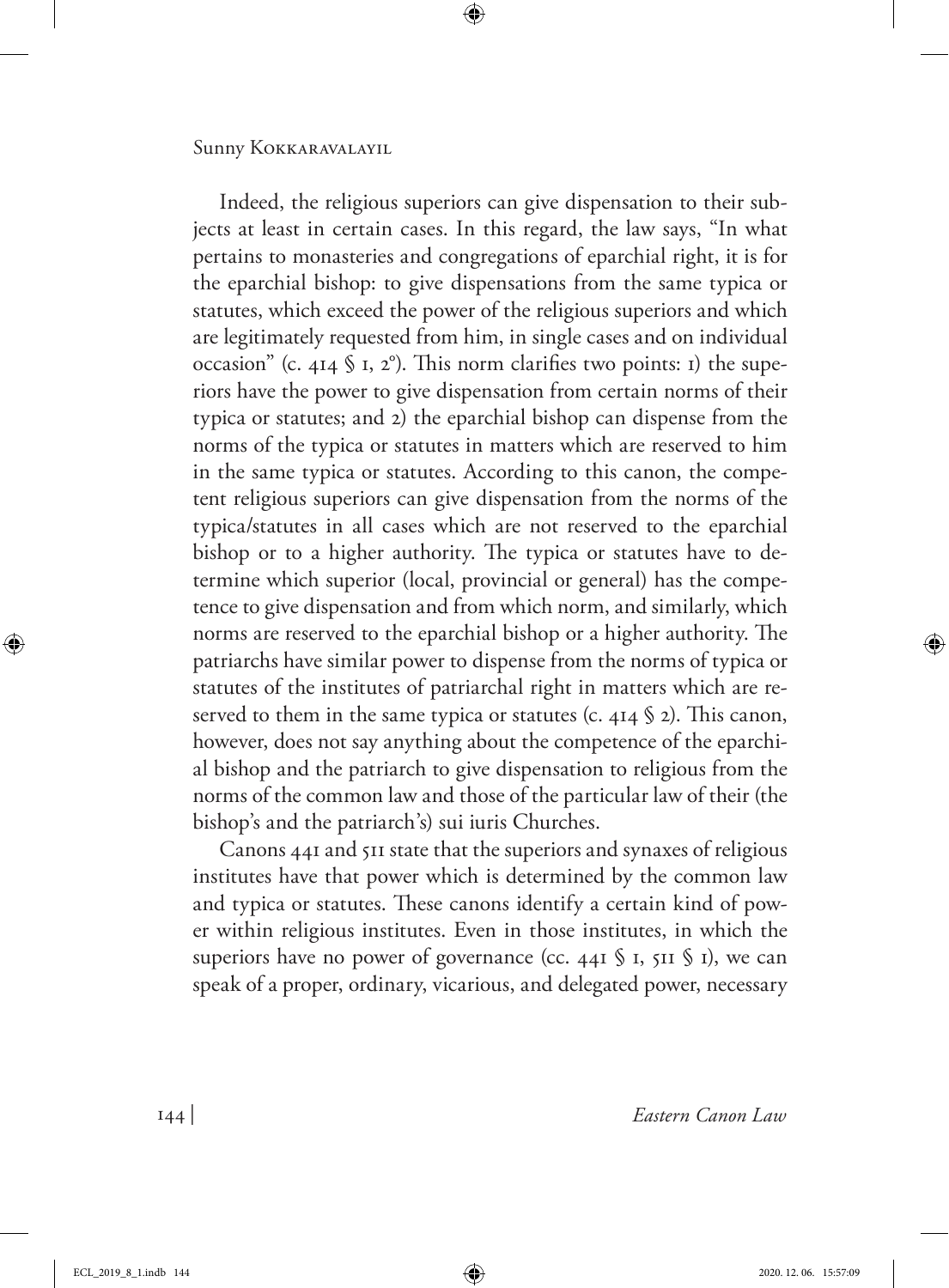Indeed, the religious superiors can give dispensation to their subjects at least in certain cases. In this regard, the law says, "In what pertains to monasteries and congregations of eparchial right, it is for the eparchial bishop: to give dispensations from the same typica or statutes, which exceed the power of the religious superiors and which are legitimately requested from him, in single cases and on individual occasion" (c. 414 § 1, 2°). This norm clarifies two points: 1) the superiors have the power to give dispensation from certain norms of their typica or statutes; and 2) the eparchial bishop can dispense from the norms of the typica or statutes in matters which are reserved to him in the same typica or statutes. According to this canon, the competent religious superiors can give dispensation from the norms of the typica/statutes in all cases which are not reserved to the eparchial bishop or to a higher authority. The typica or statutes have to determine which superior (local, provincial or general) has the competence to give dispensation and from which norm, and similarly, which norms are reserved to the eparchial bishop or a higher authority. The patriarchs have similar power to dispense from the norms of typica or statutes of the institutes of patriarchal right in matters which are reserved to them in the same typica or statutes (c. 414 § 2). This canon, however, does not say anything about the competence of the eparchial bishop and the patriarch to give dispensation to religious from the norms of the common law and those of the particular law of their (the bishop's and the patriarch's) sui iuris Churches.

Canons 441 and 511 state that the superiors and synaxes of religious institutes have that power which is determined by the common law and typica or statutes. These canons identify a certain kind of power within religious institutes. Even in those institutes, in which the superiors have no power of governance (cc. 441 § 1, 511 § 1), we can speak of a proper, ordinary, vicarious, and delegated power, necessary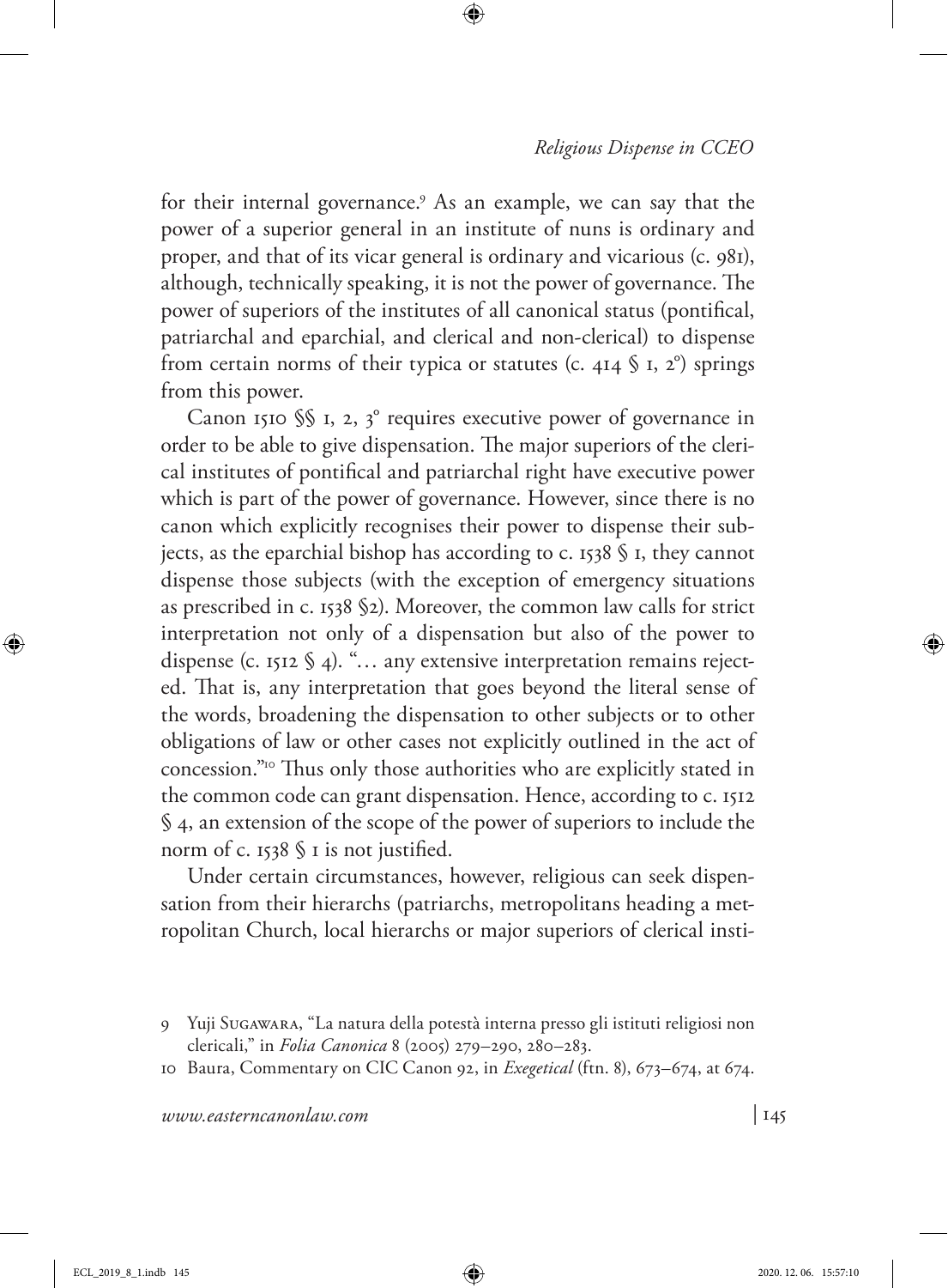for their internal governance.[9] As an example, we can say that the power of a superior general in an institute of nuns is ordinary and proper, and that of its vicar general is ordinary and vicarious (c. 981), although, technically speaking, it is not the power of governance. The power of superiors of the institutes of all canonical status (pontifical, patriarchal and eparchial, and clerical and non-clerical) to dispense from certain norms of their typica or statutes (c. 414 § 1, 2°) springs from this power.

Canon 1510 §§ 1, 2, 3° requires executive power of governance in order to be able to give dispensation. The major superiors of the clerical institutes of pontifical and patriarchal right have executive power which is part of the power of governance. However, since there is no canon which explicitly recognises their power to dispense their subjects, as the eparchial bishop has according to c. 1538 § 1, they cannot dispense those subjects (with the exception of emergency situations as prescribed in c. 1538 §2). Moreover, the common law calls for strict interpretation not only of a dispensation but also of the power to dispense (c. 1512 § 4). "… any extensive interpretation remains rejected. That is, any interpretation that goes beyond the literal sense of the words, broadening the dispensation to other subjects or to other obligations of law or other cases not explicitly outlined in the act of concession."[10] Thus only those authorities who are explicitly stated in the common code can grant dispensation. Hence, according to c. 1512 § 4, an extension of the scope of the power of superiors to include the norm of c. 1538 § 1 is not justified.

Under certain circumstances, however, religious can seek dispensation from their hierarchs (patriarchs, metropolitans heading a metropolitan Church, local hierarchs or major superiors of clerical insti-

---

9 Yuji Sugawara, "La natura della potestà interna presso gli istituti religiosi non clericali," in *Folia Canonica* 8 (2005) 279–290, 280–283.

10 Baura, Commentary on CIC Canon 92, in *Exegetical* (ftn. 8), 673–674, at 674.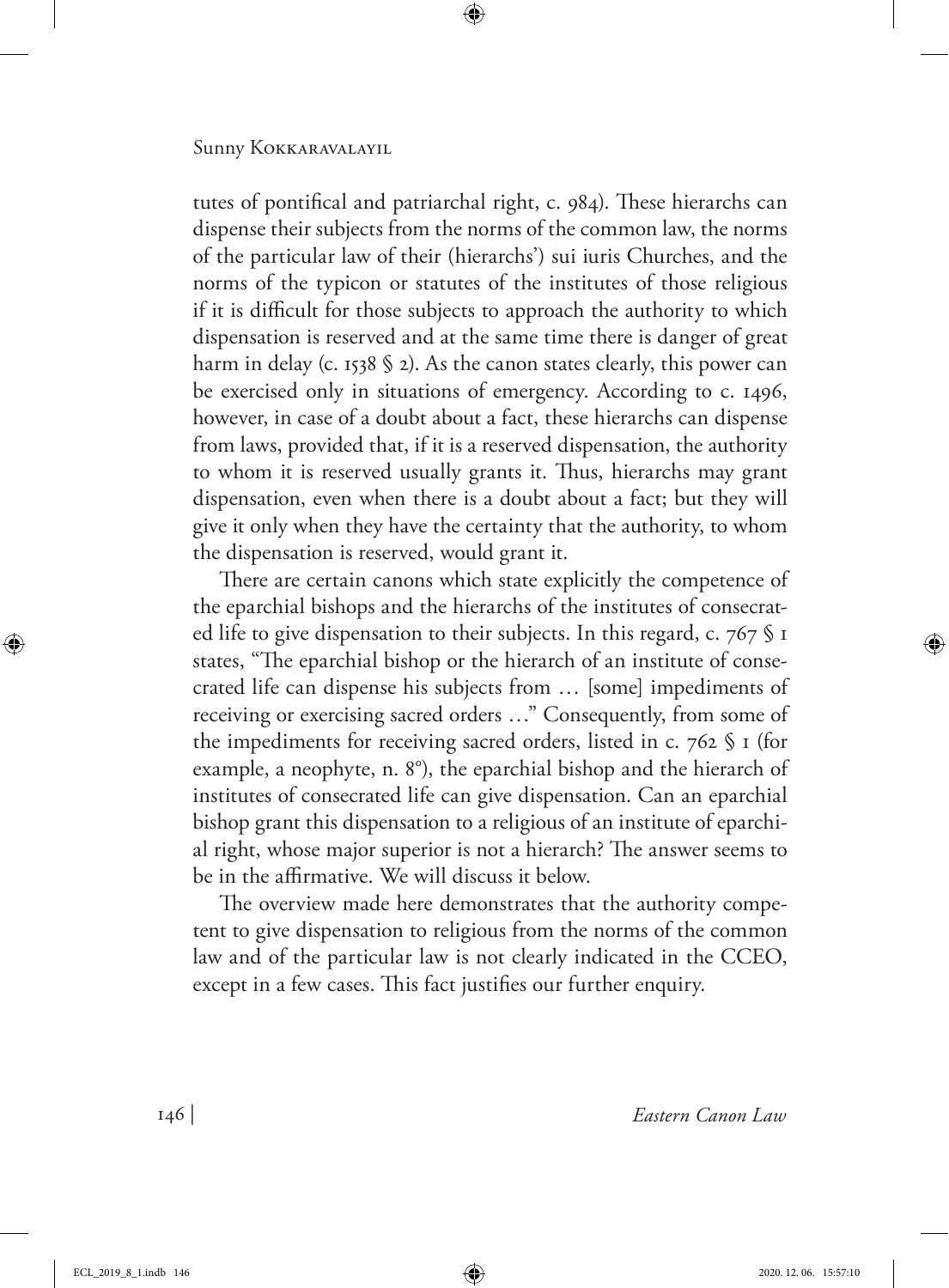tutes of pontifical and patriarchal right, c. 984). These hierarchs can dispense their subjects from the norms of the common law, the norms of the particular law of their (hierarchs') sui iuris Churches, and the norms of the typicon or statutes of the institutes of those religious if it is difficult for those subjects to approach the authority to which dispensation is reserved and at the same time there is danger of great harm in delay (c. 1538 § 2). As the canon states clearly, this power can be exercised only in situations of emergency. According to c. 1496, however, in case of a doubt about a fact, these hierarchs can dispense from laws, provided that, if it is a reserved dispensation, the authority to whom it is reserved usually grants it. Thus, hierarchs may grant dispensation, even when there is a doubt about a fact; but they will give it only when they have the certainty that the authority, to whom the dispensation is reserved, would grant it.

There are certain canons which state explicitly the competence of the eparchial bishops and the hierarchs of the institutes of consecrated life to give dispensation to their subjects. In this regard, c. 767 § 1 states, "The eparchial bishop or the hierarch of an institute of consecrated life can dispense his subjects from … [some] impediments of receiving or exercising sacred orders …" Consequently, from some of the impediments for receiving sacred orders, listed in c. 762 § 1 (for example, a neophyte, n. 8°), the eparchial bishop and the hierarch of institutes of consecrated life can give dispensation. Can an eparchial bishop grant this dispensation to a religious of an institute of eparchial right, whose major superior is not a hierarch? The answer seems to be in the affirmative. We will discuss it below.

The overview made here demonstrates that the authority competent to give dispensation to religious from the norms of the common law and of the particular law is not clearly indicated in the CCEO, except in a few cases. This fact justifies our further enquiry.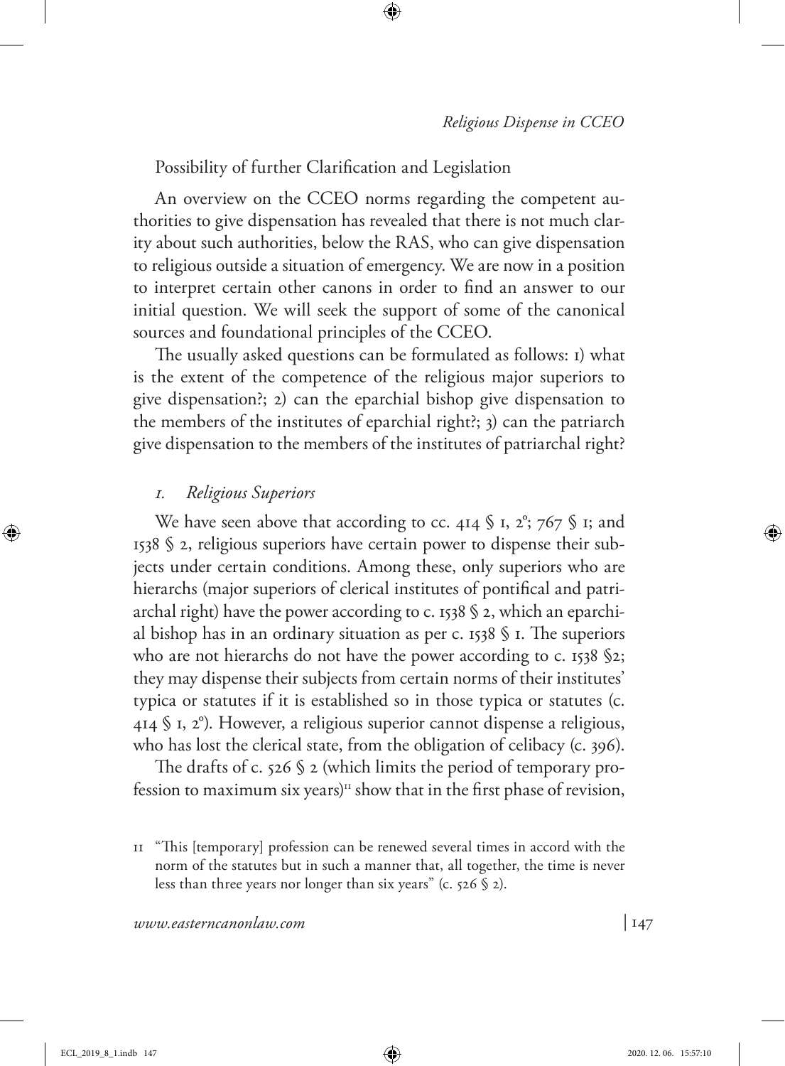Possibility of further Clarification and Legislation

An overview on the CCEO norms regarding the competent authorities to give dispensation has revealed that there is not much clarity about such authorities, below the RAS, who can give dispensation to religious outside a situation of emergency. We are now in a position to interpret certain other canons in order to find an answer to our initial question. We will seek the support of some of the canonical sources and foundational principles of the CCEO.

The usually asked questions can be formulated as follows: 1) what is the extent of the competence of the religious major superiors to give dispensation?; 2) can the eparchial bishop give dispensation to the members of the institutes of eparchial right?; 3) can the patriarch give dispensation to the members of the institutes of patriarchal right?

### 1. *Religious Superiors*

We have seen above that according to cc. 414 § 1, 2°; 767 § 1; and 1538 § 2, religious superiors have certain power to dispense their subjects under certain conditions. Among these, only superiors who are hierarchs (major superiors of clerical institutes of pontifical and patriarchal right) have the power according to c. 1538 § 2, which an eparchial bishop has in an ordinary situation as per c. 1538 § 1. The superiors who are not hierarchs do not have the power according to c. 1538 §2; they may dispense their subjects from certain norms of their institutes' typica or statutes if it is established so in those typica or statutes (c. 414 § 1, 2°). However, a religious superior cannot dispense a religious, who has lost the clerical state, from the obligation of celibacy (c. 396).

The drafts of c. 526 § 2 (which limits the period of temporary profession to maximum six years)[11] show that in the first phase of revision,

11 "This [temporary] profession can be renewed several times in accord with the norm of the statutes but in such a manner that, all together, the time is never less than three years nor longer than six years" (c. 526 § 2).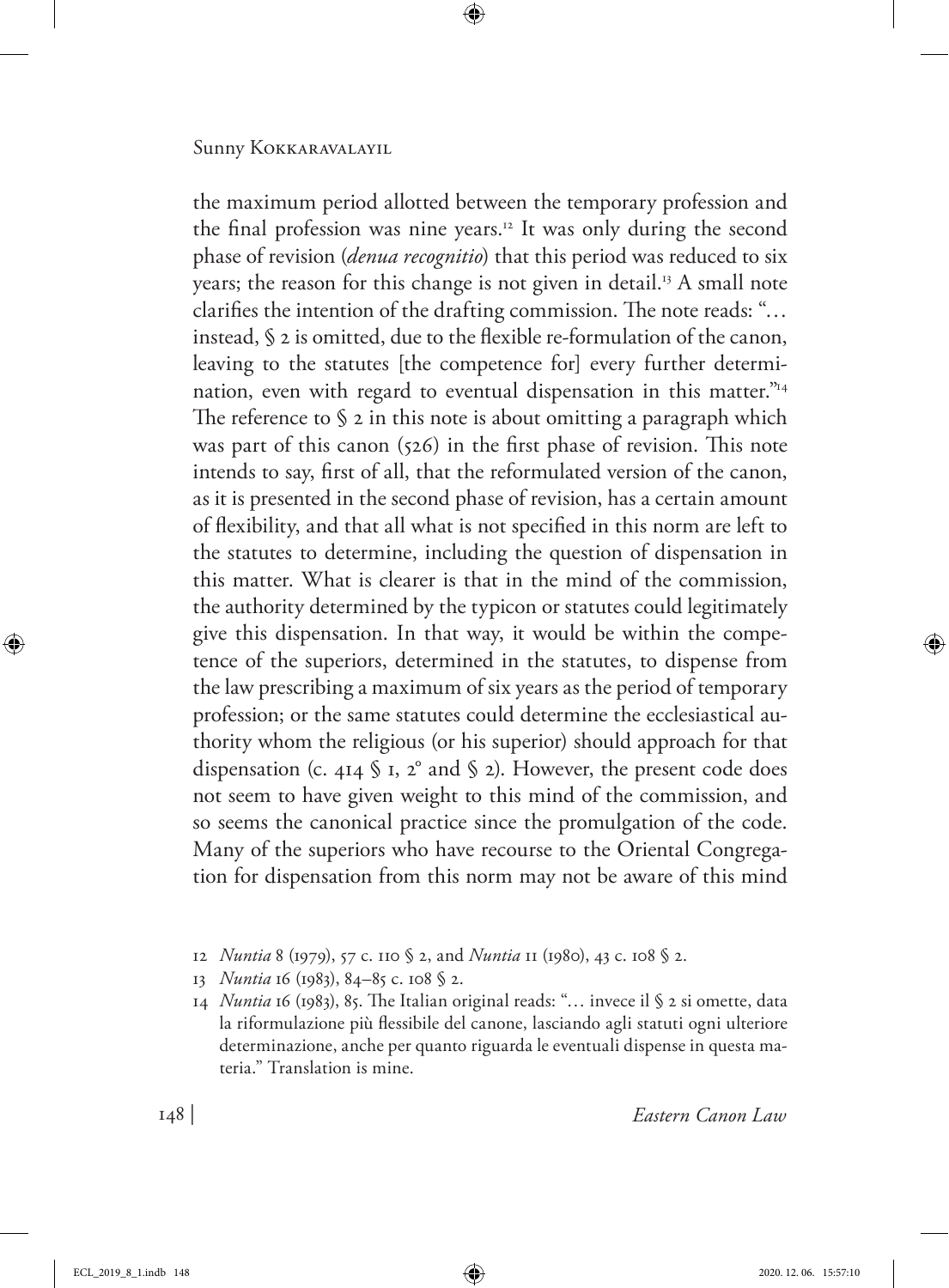the maximum period allotted between the temporary profession and the final profession was nine years.[12] It was only during the second phase of revision (*denua recognitio*) that this period was reduced to six years; the reason for this change is not given in detail.[13] A small note clarifies the intention of the drafting commission. The note reads: "… instead, § 2 is omitted, due to the flexible re-formulation of the canon, leaving to the statutes [the competence for] every further determination, even with regard to eventual dispensation in this matter."[14] The reference to § 2 in this note is about omitting a paragraph which was part of this canon (526) in the first phase of revision. This note intends to say, first of all, that the reformulated version of the canon, as it is presented in the second phase of revision, has a certain amount of flexibility, and that all what is not specified in this norm are left to the statutes to determine, including the question of dispensation in this matter. What is clearer is that in the mind of the commission, the authority determined by the typicon or statutes could legitimately give this dispensation. In that way, it would be within the competence of the superiors, determined in the statutes, to dispense from the law prescribing a maximum of six years as the period of temporary profession; or the same statutes could determine the ecclesiastical authority whom the religious (or his superior) should approach for that dispensation (c. 414 § 1, 2° and § 2). However, the present code does not seem to have given weight to this mind of the commission, and so seems the canonical practice since the promulgation of the code. Many of the superiors who have recourse to the Oriental Congregation for dispensation from this norm may not be aware of this mind

12 *Nuntia* 8 (1979), 57 c. 110 § 2, and *Nuntia* 11 (1980), 43 c. 108 § 2.

13 *Nuntia* 16 (1983), 84–85 c. 108 § 2.

14 *Nuntia* 16 (1983), 85. The Italian original reads: "… invece il § 2 si omette, data la riformulazione più flessibile del canone, lasciando agli statuti ogni ulteriore determinazione, anche per quanto riguarda le eventuali dispense in questa materia." Translation is mine.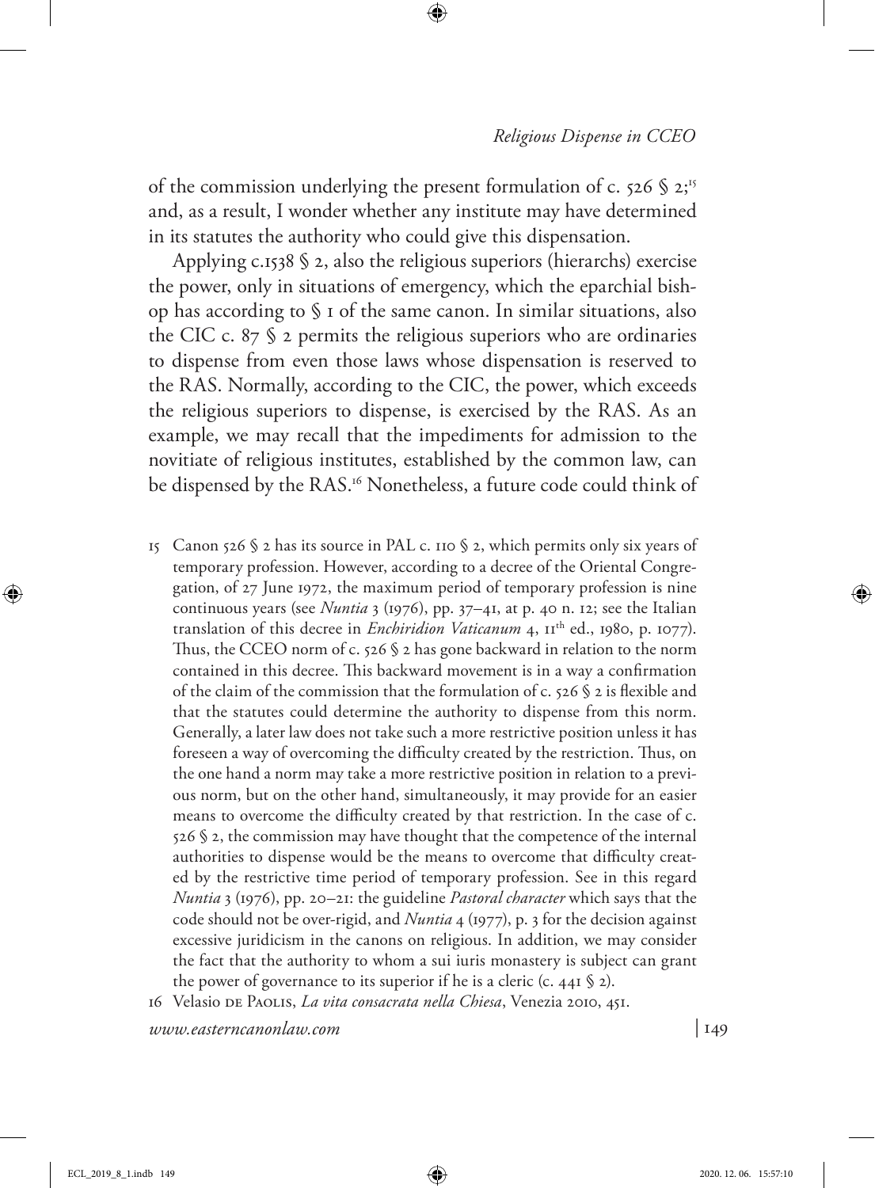of the commission underlying the present formulation of c. 526 § 2;[15] and, as a result, I wonder whether any institute may have determined in its statutes the authority who could give this dispensation.

Applying c.1538 § 2, also the religious superiors (hierarchs) exercise the power, only in situations of emergency, which the eparchial bishop has according to § 1 of the same canon. In similar situations, also the CIC c. 87 § 2 permits the religious superiors who are ordinaries to dispense from even those laws whose dispensation is reserved to the RAS. Normally, according to the CIC, the power, which exceeds the religious superiors to dispense, is exercised by the RAS. As an example, we may recall that the impediments for admission to the novitiate of religious institutes, established by the common law, can be dispensed by the RAS.[16] Nonetheless, a future code could think of

15 Canon 526 § 2 has its source in PAL c. 110 § 2, which permits only six years of temporary profession. However, according to a decree of the Oriental Congregation, of 27 June 1972, the maximum period of temporary profession is nine continuous years (see *Nuntia* 3 (1976), pp. 37–41, at p. 40 n. 12; see the Italian translation of this decree in *Enchiridion Vaticanum* 4, 11th ed., 1980, p. 1077). Thus, the CCEO norm of c. 526 § 2 has gone backward in relation to the norm contained in this decree. This backward movement is in a way a confirmation of the claim of the commission that the formulation of c. 526 § 2 is flexible and that the statutes could determine the authority to dispense from this norm. Generally, a later law does not take such a more restrictive position unless it has foreseen a way of overcoming the difficulty created by the restriction. Thus, on the one hand a norm may take a more restrictive position in relation to a previous norm, but on the other hand, simultaneously, it may provide for an easier means to overcome the difficulty created by that restriction. In the case of c. 526 § 2, the commission may have thought that the competence of the internal authorities to dispense would be the means to overcome that difficulty created by the restrictive time period of temporary profession. See in this regard *Nuntia* 3 (1976), pp. 20–21: the guideline *Pastoral character* which says that the code should not be over-rigid, and *Nuntia* 4 (1977), p. 3 for the decision against excessive juridicism in the canons on religious. In addition, we may consider the fact that the authority to whom a sui iuris monastery is subject can grant the power of governance to its superior if he is a cleric (c. 441 § 2).

16 Velasio de Paolis, *La vita consacrata nella Chiesa*, Venezia 2010, 451.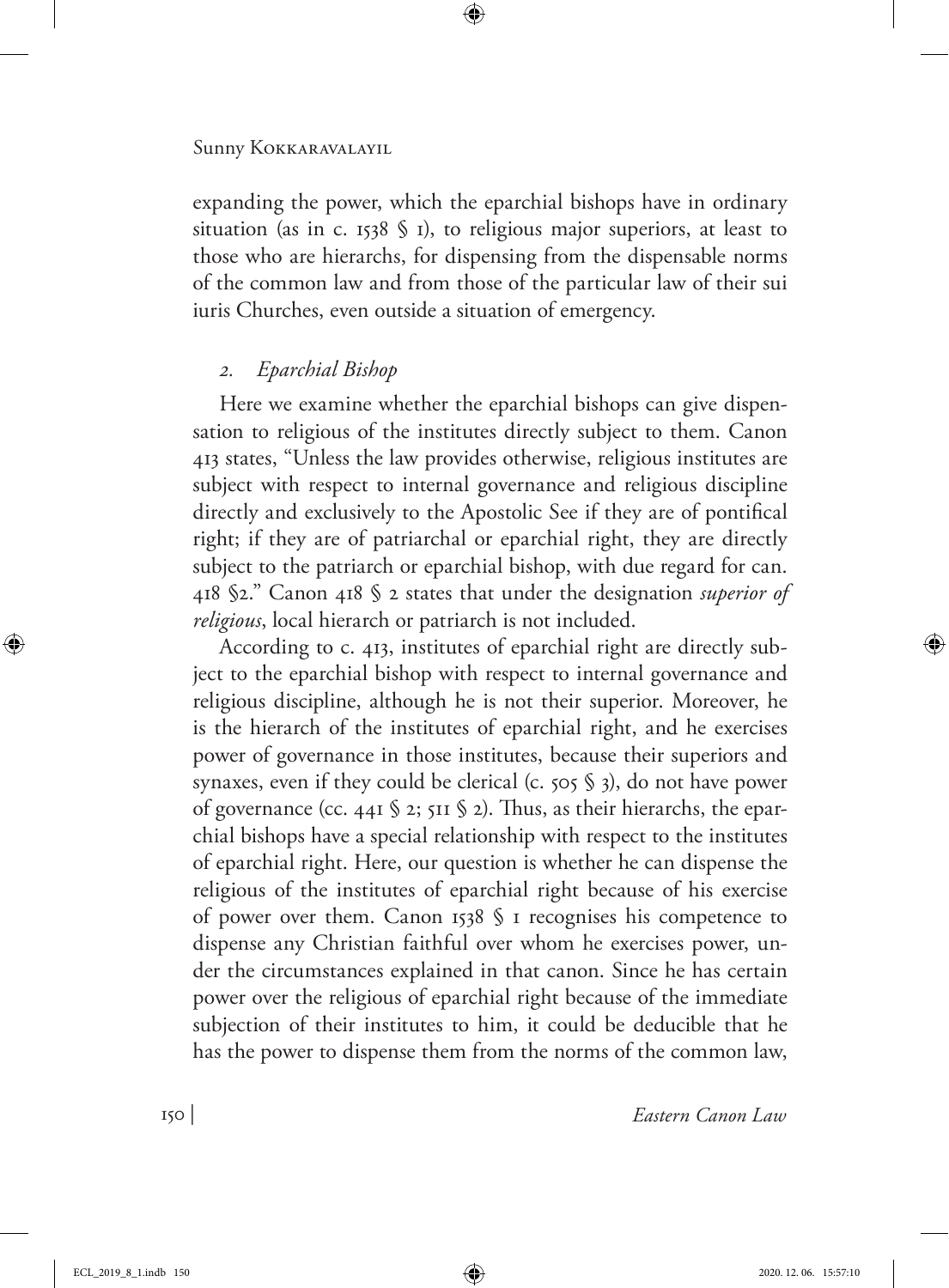expanding the power, which the eparchial bishops have in ordinary situation (as in c. 1538 § 1), to religious major superiors, at least to those who are hierarchs, for dispensing from the dispensable norms of the common law and from those of the particular law of their sui iuris Churches, even outside a situation of emergency.

## *2. Eparchial Bishop*

Here we examine whether the eparchial bishops can give dispensation to religious of the institutes directly subject to them. Canon 413 states, "Unless the law provides otherwise, religious institutes are subject with respect to internal governance and religious discipline directly and exclusively to the Apostolic See if they are of pontifical right; if they are of patriarchal or eparchial right, they are directly subject to the patriarch or eparchial bishop, with due regard for can. 418 §2." Canon 418 § 2 states that under the designation *superior of religious*, local hierarch or patriarch is not included.

According to c. 413, institutes of eparchial right are directly subject to the eparchial bishop with respect to internal governance and religious discipline, although he is not their superior. Moreover, he is the hierarch of the institutes of eparchial right, and he exercises power of governance in those institutes, because their superiors and synaxes, even if they could be clerical (c. 505 § 3), do not have power of governance (cc. 441 § 2; 511 § 2). Thus, as their hierarchs, the eparchial bishops have a special relationship with respect to the institutes of eparchial right. Here, our question is whether he can dispense the religious of the institutes of eparchial right because of his exercise of power over them. Canon 1538 § 1 recognises his competence to dispense any Christian faithful over whom he exercises power, under the circumstances explained in that canon. Since he has certain power over the religious of eparchial right because of the immediate subjection of their institutes to him, it could be deducible that he has the power to dispense them from the norms of the common law,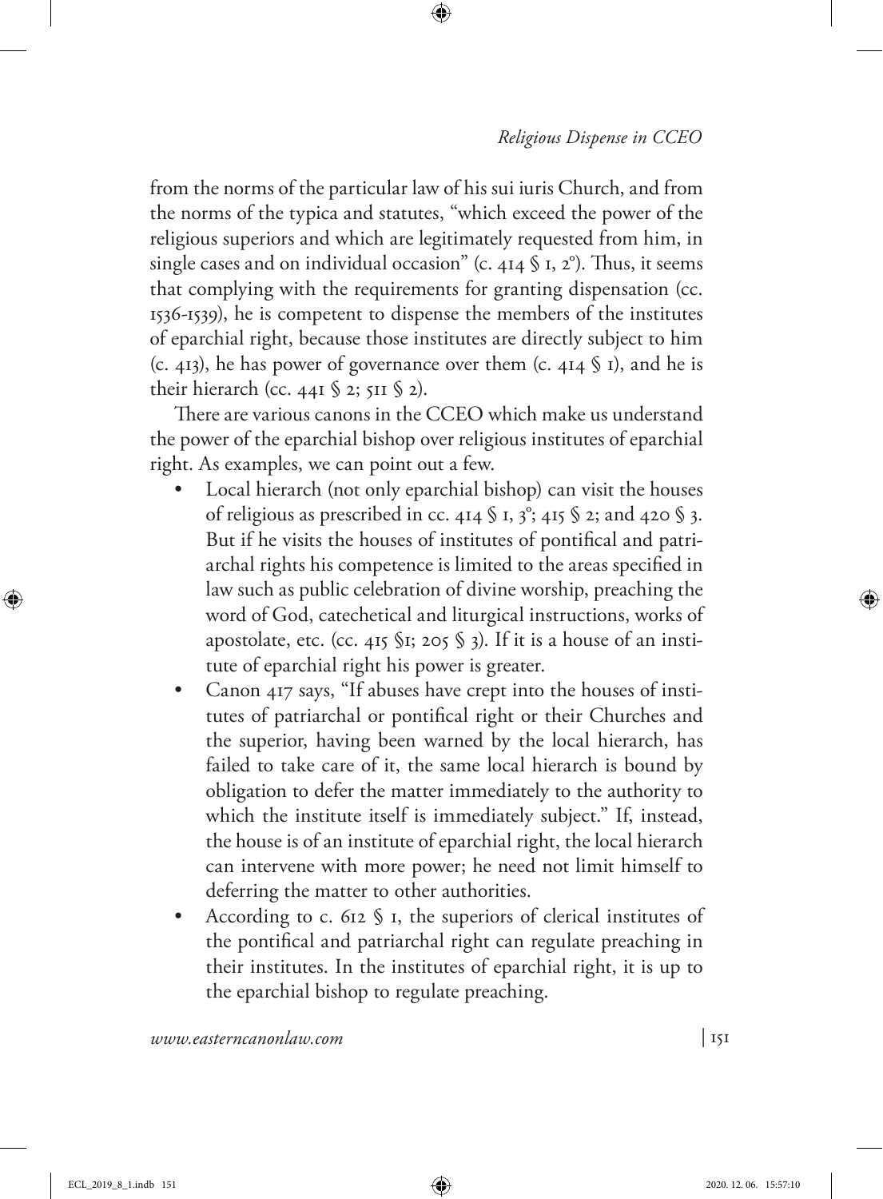from the norms of the particular law of his sui iuris Church, and from the norms of the typica and statutes, "which exceed the power of the religious superiors and which are legitimately requested from him, in single cases and on individual occasion" (c. 414 § 1, 2°). Thus, it seems that complying with the requirements for granting dispensation (cc. 1536-1539), he is competent to dispense the members of the institutes of eparchial right, because those institutes are directly subject to him (c. 413), he has power of governance over them (c. 414 § 1), and he is their hierarch (cc. 441 § 2; 511 § 2).

There are various canons in the CCEO which make us understand the power of the eparchial bishop over religious institutes of eparchial right. As examples, we can point out a few.

- Local hierarch (not only eparchial bishop) can visit the houses of religious as prescribed in cc. 414 § 1, 3°; 415 § 2; and 420 § 3. But if he visits the houses of institutes of pontifical and patriarchal rights his competence is limited to the areas specified in law such as public celebration of divine worship, preaching the word of God, catechetical and liturgical instructions, works of apostolate, etc. (cc. 415 §1; 205 § 3). If it is a house of an institute of eparchial right his power is greater.
- Canon 417 says, "If abuses have crept into the houses of institutes of patriarchal or pontifical right or their Churches and the superior, having been warned by the local hierarch, has failed to take care of it, the same local hierarch is bound by obligation to defer the matter immediately to the authority to which the institute itself is immediately subject." If, instead, the house is of an institute of eparchial right, the local hierarch can intervene with more power; he need not limit himself to deferring the matter to other authorities.
- According to c. 612 § 1, the superiors of clerical institutes of the pontifical and patriarchal right can regulate preaching in their institutes. In the institutes of eparchial right, it is up to the eparchial bishop to regulate preaching.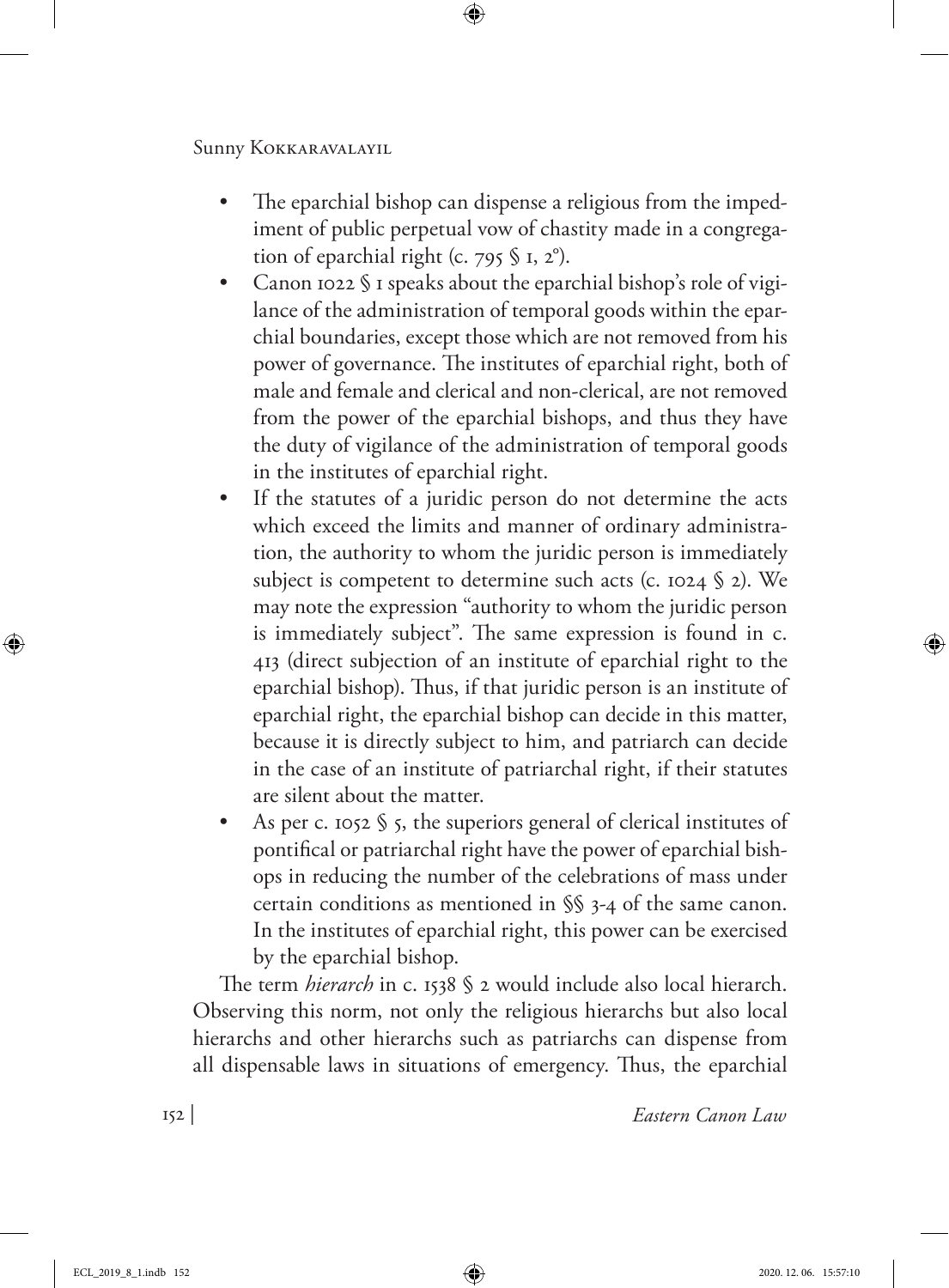- The eparchial bishop can dispense a religious from the impediment of public perpetual vow of chastity made in a congregation of eparchial right (c. 795 § 1, 2°).
- Canon 1022 § 1 speaks about the eparchial bishop's role of vigilance of the administration of temporal goods within the eparchial boundaries, except those which are not removed from his power of governance. The institutes of eparchial right, both of male and female and clerical and non-clerical, are not removed from the power of the eparchial bishops, and thus they have the duty of vigilance of the administration of temporal goods in the institutes of eparchial right.
- If the statutes of a juridic person do not determine the acts which exceed the limits and manner of ordinary administration, the authority to whom the juridic person is immediately subject is competent to determine such acts (c. 1024 § 2). We may note the expression "authority to whom the juridic person is immediately subject". The same expression is found in c. 413 (direct subjection of an institute of eparchial right to the eparchial bishop). Thus, if that juridic person is an institute of eparchial right, the eparchial bishop can decide in this matter, because it is directly subject to him, and patriarch can decide in the case of an institute of patriarchal right, if their statutes are silent about the matter.
- As per c. 1052 § 5, the superiors general of clerical institutes of pontifical or patriarchal right have the power of eparchial bishops in reducing the number of the celebrations of mass under certain conditions as mentioned in §§ 3-4 of the same canon. In the institutes of eparchial right, this power can be exercised by the eparchial bishop.

The term *hierarch* in c. 1538 § 2 would include also local hierarch. Observing this norm, not only the religious hierarchs but also local hierarchs and other hierarchs such as patriarchs can dispense from all dispensable laws in situations of emergency. Thus, the eparchial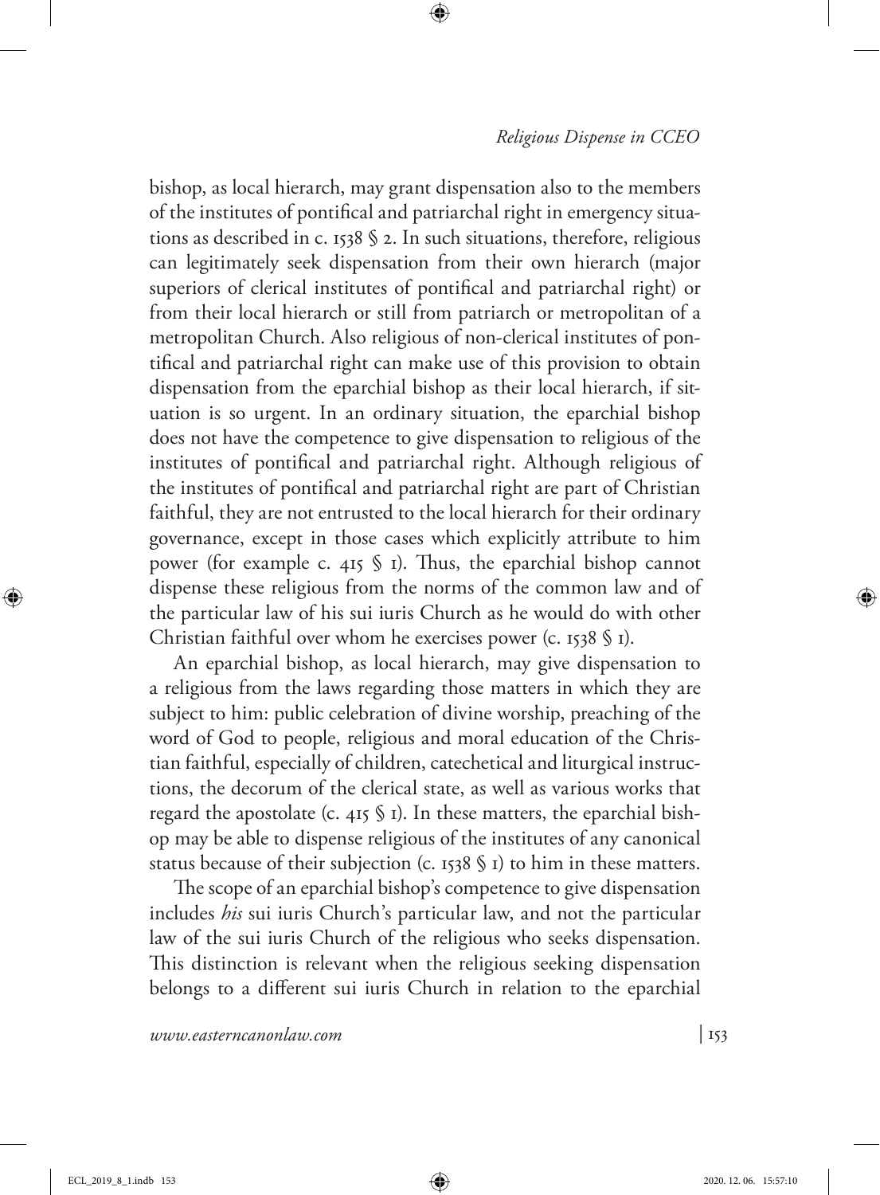bishop, as local hierarch, may grant dispensation also to the members of the institutes of pontifical and patriarchal right in emergency situations as described in c. 1538 § 2. In such situations, therefore, religious can legitimately seek dispensation from their own hierarch (major superiors of clerical institutes of pontifical and patriarchal right) or from their local hierarch or still from patriarch or metropolitan of a metropolitan Church. Also religious of non-clerical institutes of pontifical and patriarchal right can make use of this provision to obtain dispensation from the eparchial bishop as their local hierarch, if situation is so urgent. In an ordinary situation, the eparchial bishop does not have the competence to give dispensation to religious of the institutes of pontifical and patriarchal right. Although religious of the institutes of pontifical and patriarchal right are part of Christian faithful, they are not entrusted to the local hierarch for their ordinary governance, except in those cases which explicitly attribute to him power (for example c. 415 § 1). Thus, the eparchial bishop cannot dispense these religious from the norms of the common law and of the particular law of his sui iuris Church as he would do with other Christian faithful over whom he exercises power (c. 1538 § 1).

An eparchial bishop, as local hierarch, may give dispensation to a religious from the laws regarding those matters in which they are subject to him: public celebration of divine worship, preaching of the word of God to people, religious and moral education of the Christian faithful, especially of children, catechetical and liturgical instructions, the decorum of the clerical state, as well as various works that regard the apostolate (c. 415 § 1). In these matters, the eparchial bishop may be able to dispense religious of the institutes of any canonical status because of their subjection (c. 1538 § 1) to him in these matters.

The scope of an eparchial bishop's competence to give dispensation includes *his* sui iuris Church's particular law, and not the particular law of the sui iuris Church of the religious who seeks dispensation. This distinction is relevant when the religious seeking dispensation belongs to a different sui iuris Church in relation to the eparchial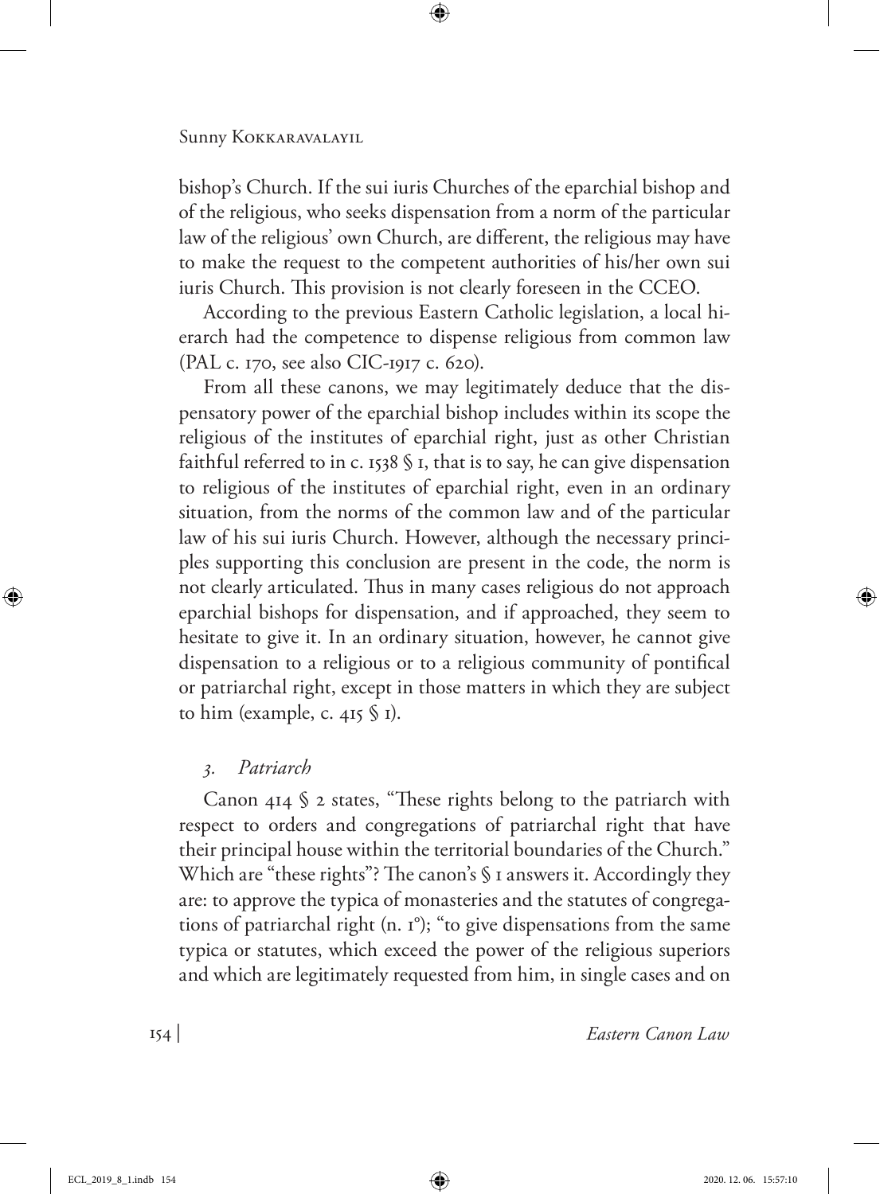bishop's Church. If the sui iuris Churches of the eparchial bishop and of the religious, who seeks dispensation from a norm of the particular law of the religious' own Church, are different, the religious may have to make the request to the competent authorities of his/her own sui iuris Church. This provision is not clearly foreseen in the CCEO.

According to the previous Eastern Catholic legislation, a local hierarch had the competence to dispense religious from common law (PAL c. 170, see also CIC-1917 c. 620).

From all these canons, we may legitimately deduce that the dispensatory power of the eparchial bishop includes within its scope the religious of the institutes of eparchial right, just as other Christian faithful referred to in c. 1538 § 1, that is to say, he can give dispensation to religious of the institutes of eparchial right, even in an ordinary situation, from the norms of the common law and of the particular law of his sui iuris Church. However, although the necessary principles supporting this conclusion are present in the code, the norm is not clearly articulated. Thus in many cases religious do not approach eparchial bishops for dispensation, and if approached, they seem to hesitate to give it. In an ordinary situation, however, he cannot give dispensation to a religious or to a religious community of pontifical or patriarchal right, except in those matters in which they are subject to him (example, c. 415 § 1).

### *3. Patriarch*

Canon 414 § 2 states, "These rights belong to the patriarch with respect to orders and congregations of patriarchal right that have their principal house within the territorial boundaries of the Church." Which are "these rights"? The canon's § 1 answers it. Accordingly they are: to approve the typica of monasteries and the statutes of congregations of patriarchal right (n. 1°); "to give dispensations from the same typica or statutes, which exceed the power of the religious superiors and which are legitimately requested from him, in single cases and on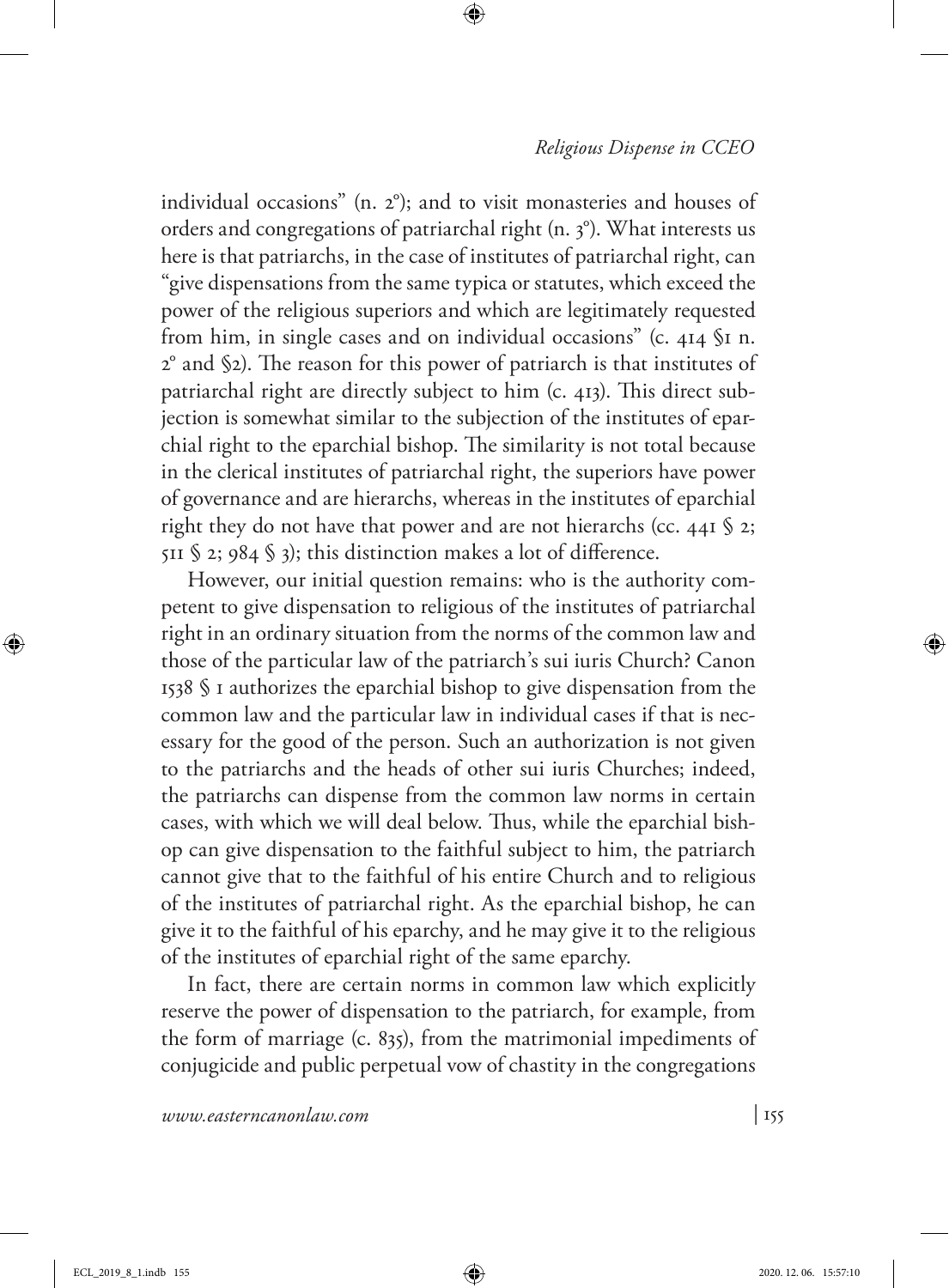individual occasions" (n. 2°); and to visit monasteries and houses of orders and congregations of patriarchal right (n. 3°). What interests us here is that patriarchs, in the case of institutes of patriarchal right, can "give dispensations from the same typica or statutes, which exceed the power of the religious superiors and which are legitimately requested from him, in single cases and on individual occasions" (c. 414 §1 n. 2° and §2). The reason for this power of patriarch is that institutes of patriarchal right are directly subject to him (c. 413). This direct subjection is somewhat similar to the subjection of the institutes of eparchial right to the eparchial bishop. The similarity is not total because in the clerical institutes of patriarchal right, the superiors have power of governance and are hierarchs, whereas in the institutes of eparchial right they do not have that power and are not hierarchs (cc. 441 § 2; 511 § 2; 984 § 3); this distinction makes a lot of difference.

However, our initial question remains: who is the authority competent to give dispensation to religious of the institutes of patriarchal right in an ordinary situation from the norms of the common law and those of the particular law of the patriarch's sui iuris Church? Canon 1538 § 1 authorizes the eparchial bishop to give dispensation from the common law and the particular law in individual cases if that is necessary for the good of the person. Such an authorization is not given to the patriarchs and the heads of other sui iuris Churches; indeed, the patriarchs can dispense from the common law norms in certain cases, with which we will deal below. Thus, while the eparchial bishop can give dispensation to the faithful subject to him, the patriarch cannot give that to the faithful of his entire Church and to religious of the institutes of patriarchal right. As the eparchial bishop, he can give it to the faithful of his eparchy, and he may give it to the religious of the institutes of eparchial right of the same eparchy.

In fact, there are certain norms in common law which explicitly reserve the power of dispensation to the patriarch, for example, from the form of marriage (c. 835), from the matrimonial impediments of conjugicide and public perpetual vow of chastity in the congregations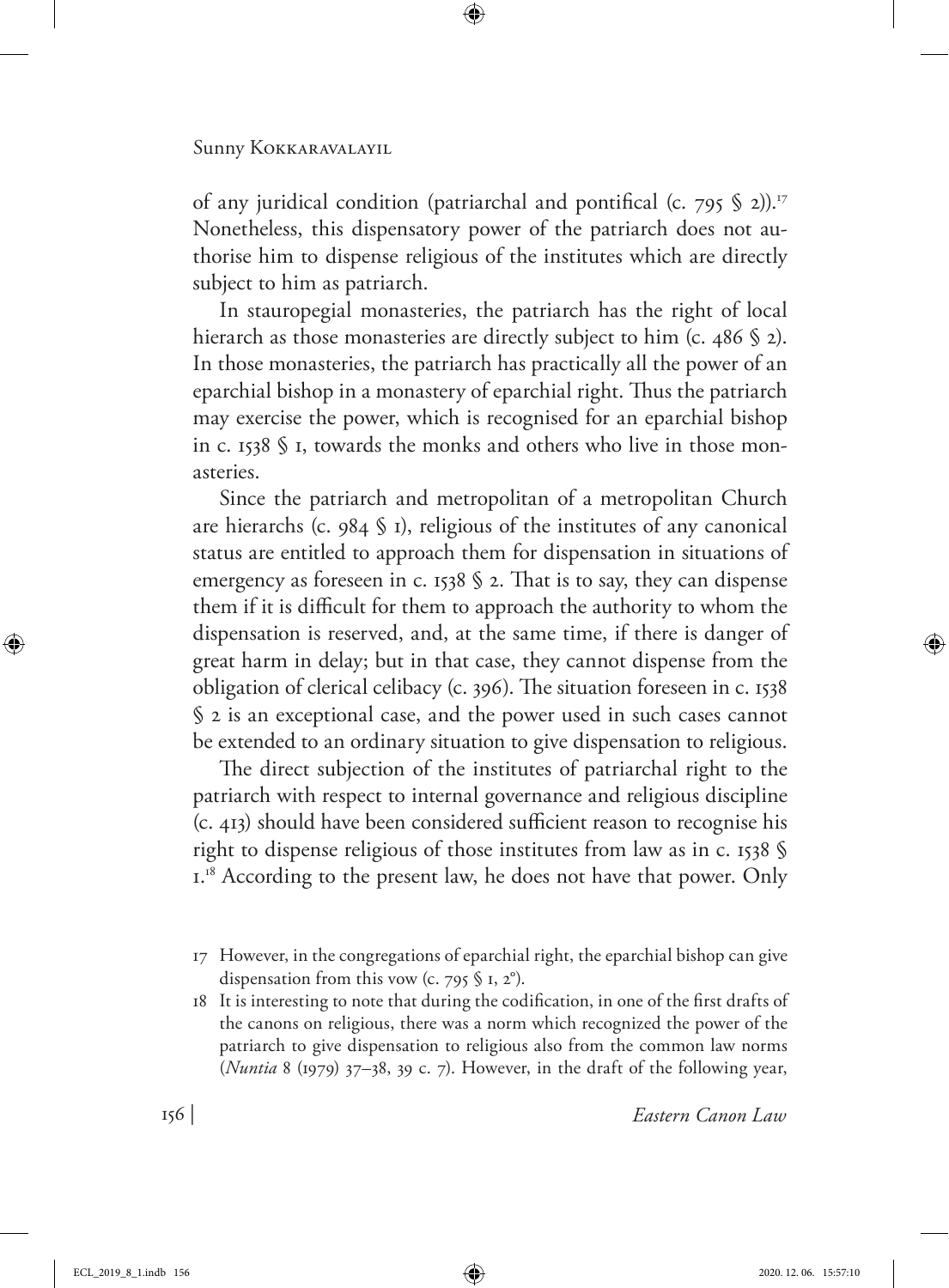of any juridical condition (patriarchal and pontifical (c. 795 § 2)).[17] Nonetheless, this dispensatory power of the patriarch does not authorise him to dispense religious of the institutes which are directly subject to him as patriarch.

In stauropegial monasteries, the patriarch has the right of local hierarch as those monasteries are directly subject to him (c. 486 § 2). In those monasteries, the patriarch has practically all the power of an eparchial bishop in a monastery of eparchial right. Thus the patriarch may exercise the power, which is recognised for an eparchial bishop in c. 1538 § 1, towards the monks and others who live in those monasteries.

Since the patriarch and metropolitan of a metropolitan Church are hierarchs (c. 984 § 1), religious of the institutes of any canonical status are entitled to approach them for dispensation in situations of emergency as foreseen in c. 1538 § 2. That is to say, they can dispense them if it is difficult for them to approach the authority to whom the dispensation is reserved, and, at the same time, if there is danger of great harm in delay; but in that case, they cannot dispense from the obligation of clerical celibacy (c. 396). The situation foreseen in c. 1538 § 2 is an exceptional case, and the power used in such cases cannot be extended to an ordinary situation to give dispensation to religious.

The direct subjection of the institutes of patriarchal right to the patriarch with respect to internal governance and religious discipline (c. 413) should have been considered sufficient reason to recognise his right to dispense religious of those institutes from law as in c. 1538 § 1.[18] According to the present law, he does not have that power. Only

---

17 However, in the congregations of eparchial right, the eparchial bishop can give dispensation from this vow (c. 795 § 1, 2°).

18 It is interesting to note that during the codification, in one of the first drafts of the canons on religious, there was a norm which recognized the power of the patriarch to give dispensation to religious also from the common law norms (*Nuntia* 8 (1979) 37–38, 39 c. 7). However, in the draft of the following year,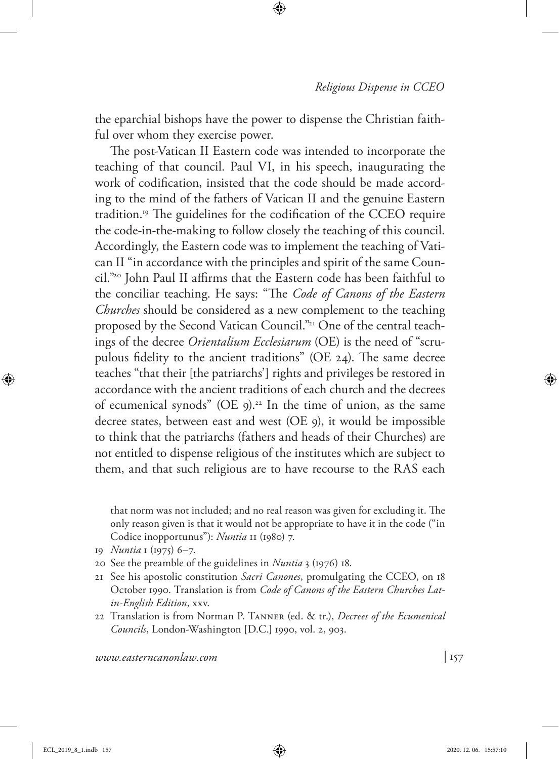the eparchial bishops have the power to dispense the Christian faithful over whom they exercise power.

The post-Vatican II Eastern code was intended to incorporate the teaching of that council. Paul VI, in his speech, inaugurating the work of codification, insisted that the code should be made according to the mind of the fathers of Vatican II and the genuine Eastern tradition.[19] The guidelines for the codification of the CCEO require the code-in-the-making to follow closely the teaching of this council. Accordingly, the Eastern code was to implement the teaching of Vatican II "in accordance with the principles and spirit of the same Council."[20] John Paul II affirms that the Eastern code has been faithful to the conciliar teaching. He says: "The *Code of Canons of the Eastern Churches* should be considered as a new complement to the teaching proposed by the Second Vatican Council."[21] One of the central teachings of the decree *Orientalium Ecclesiarum* (OE) is the need of "scrupulous fidelity to the ancient traditions" (OE 24). The same decree teaches "that their [the patriarchs'] rights and privileges be restored in accordance with the ancient traditions of each church and the decrees of ecumenical synods" (OE 9).[22] In the time of union, as the same decree states, between east and west (OE 9), it would be impossible to think that the patriarchs (fathers and heads of their Churches) are not entitled to dispense religious of the institutes which are subject to them, and that such religious are to have recourse to the RAS each

that norm was not included; and no real reason was given for excluding it. The only reason given is that it would not be appropriate to have it in the code ("in Codice inopportunus"): *Nuntia* 11 (1980) 7.

19 *Nuntia* 1 (1975) 6–7.

20 See the preamble of the guidelines in *Nuntia* 3 (1976) 18.

21 See his apostolic constitution *Sacri Canones*, promulgating the CCEO, on 18 October 1990. Translation is from *Code of Canons of the Eastern Churches Latin-English Edition*, xxv.

22 Translation is from Norman P. Tanner (ed. & tr.), *Decrees of the Ecumenical Councils*, London-Washington [D.C.] 1990, vol. 2, 903.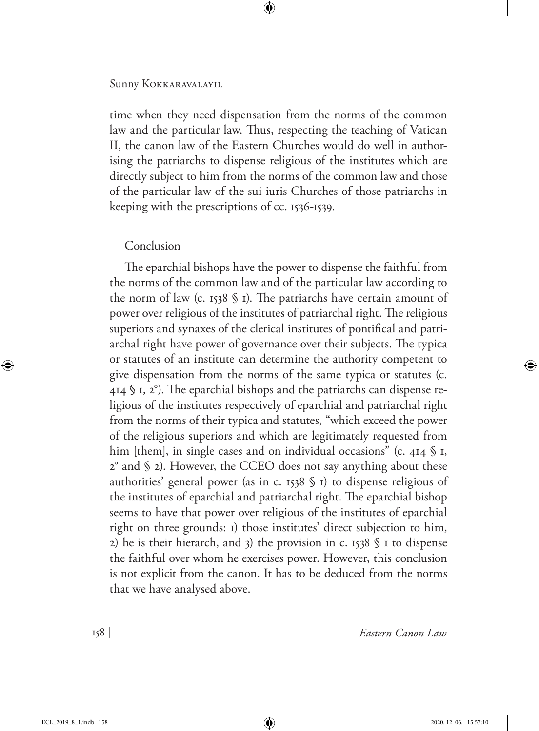time when they need dispensation from the norms of the common law and the particular law. Thus, respecting the teaching of Vatican II, the canon law of the Eastern Churches would do well in authorising the patriarchs to dispense religious of the institutes which are directly subject to him from the norms of the common law and those of the particular law of the sui iuris Churches of those patriarchs in keeping with the prescriptions of cc. 1536-1539.

## Conclusion

The eparchial bishops have the power to dispense the faithful from the norms of the common law and of the particular law according to the norm of law (c. 1538 § 1). The patriarchs have certain amount of power over religious of the institutes of patriarchal right. The religious superiors and synaxes of the clerical institutes of pontifical and patriarchal right have power of governance over their subjects. The typica or statutes of an institute can determine the authority competent to give dispensation from the norms of the same typica or statutes (c. 414 § 1, 2°). The eparchial bishops and the patriarchs can dispense religious of the institutes respectively of eparchial and patriarchal right from the norms of their typica and statutes, "which exceed the power of the religious superiors and which are legitimately requested from him [them], in single cases and on individual occasions" (c. 414 § 1, 2° and § 2). However, the CCEO does not say anything about these authorities' general power (as in c. 1538 § 1) to dispense religious of the institutes of eparchial and patriarchal right. The eparchial bishop seems to have that power over religious of the institutes of eparchial right on three grounds: 1) those institutes' direct subjection to him, 2) he is their hierarch, and 3) the provision in c. 1538 § 1 to dispense the faithful over whom he exercises power. However, this conclusion is not explicit from the canon. It has to be deduced from the norms that we have analysed above.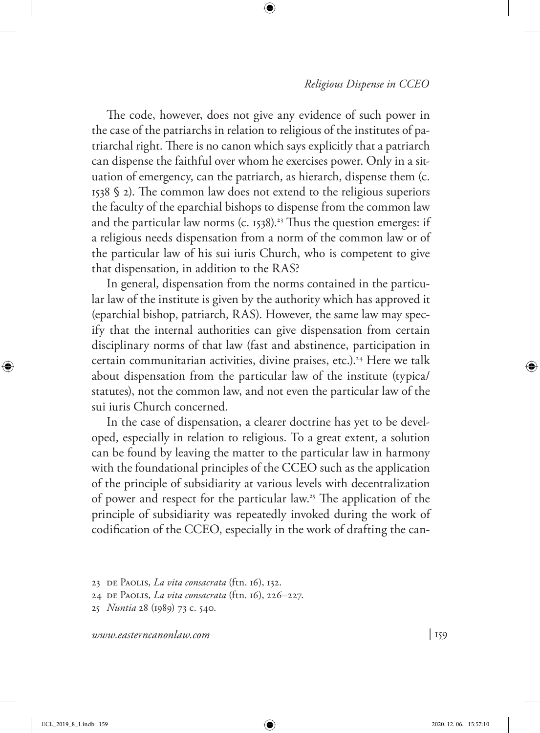The code, however, does not give any evidence of such power in the case of the patriarchs in relation to religious of the institutes of patriarchal right. There is no canon which says explicitly that a patriarch can dispense the faithful over whom he exercises power. Only in a situation of emergency, can the patriarch, as hierarch, dispense them (c. 1538 § 2). The common law does not extend to the religious superiors the faculty of the eparchial bishops to dispense from the common law and the particular law norms (c. 1538).[23] Thus the question emerges: if a religious needs dispensation from a norm of the common law or of the particular law of his sui iuris Church, who is competent to give that dispensation, in addition to the RAS?

In general, dispensation from the norms contained in the particular law of the institute is given by the authority which has approved it (eparchial bishop, patriarch, RAS). However, the same law may specify that the internal authorities can give dispensation from certain disciplinary norms of that law (fast and abstinence, participation in certain communitarian activities, divine praises, etc.).[24] Here we talk about dispensation from the particular law of the institute (typica/statutes), not the common law, and not even the particular law of the sui iuris Church concerned.

In the case of dispensation, a clearer doctrine has yet to be developed, especially in relation to religious. To a great extent, a solution can be found by leaving the matter to the particular law in harmony with the foundational principles of the CCEO such as the application of the principle of subsidiarity at various levels with decentralization of power and respect for the particular law.[25] The application of the principle of subsidiarity was repeatedly invoked during the work of codification of the CCEO, especially in the work of drafting the can-

23 De Paolis, *La vita consacrata* (ftn. 16), 132.

24 De Paolis, *La vita consacrata* (ftn. 16), 226–227.

25 *Nuntia* 28 (1989) 73 c. 540.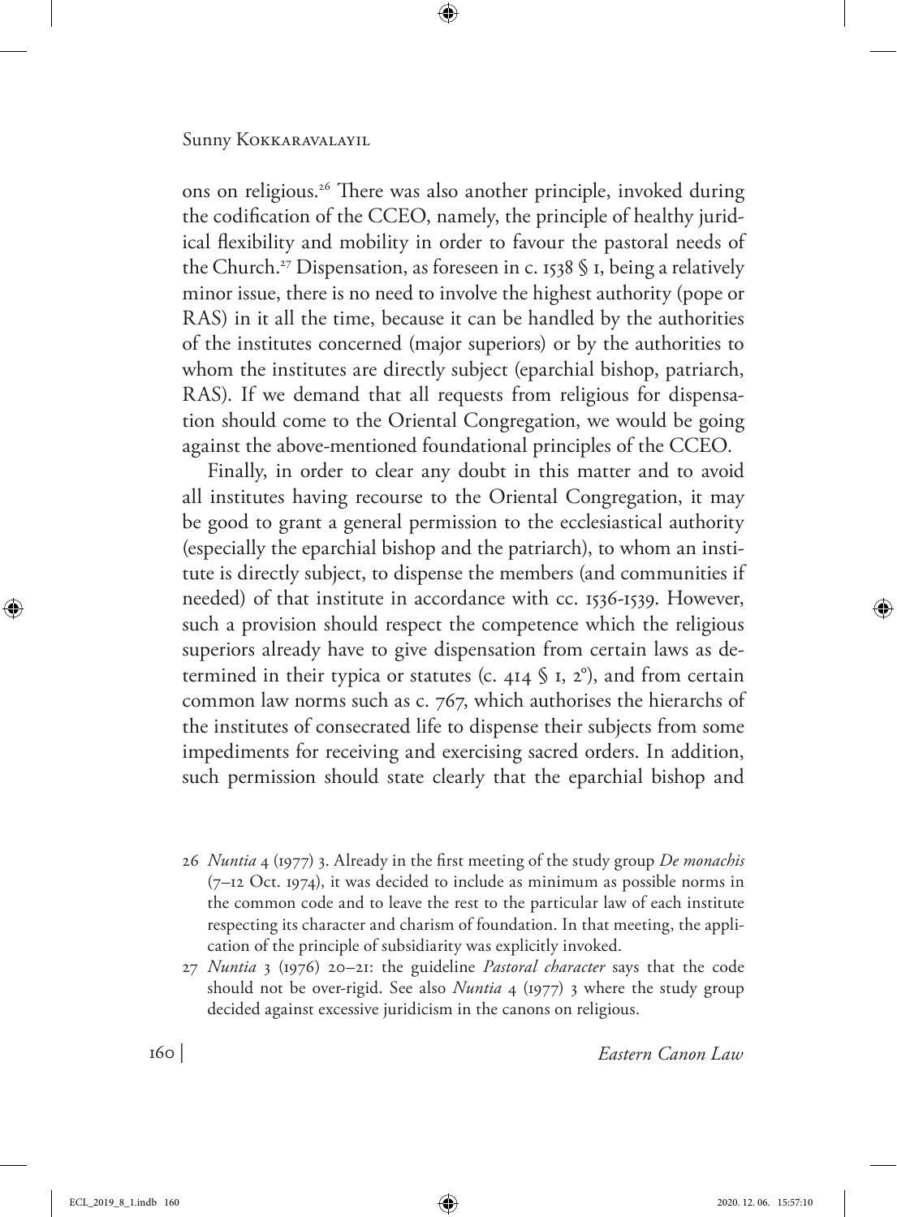ons on religious.[26] There was also another principle, invoked during the codification of the CCEO, namely, the principle of healthy juridical flexibility and mobility in order to favour the pastoral needs of the Church.[27] Dispensation, as foreseen in c. 1538 § 1, being a relatively minor issue, there is no need to involve the highest authority (pope or RAS) in it all the time, because it can be handled by the authorities of the institutes concerned (major superiors) or by the authorities to whom the institutes are directly subject (eparchial bishop, patriarch, RAS). If we demand that all requests from religious for dispensation should come to the Oriental Congregation, we would be going against the above-mentioned foundational principles of the CCEO.

Finally, in order to clear any doubt in this matter and to avoid all institutes having recourse to the Oriental Congregation, it may be good to grant a general permission to the ecclesiastical authority (especially the eparchial bishop and the patriarch), to whom an institute is directly subject, to dispense the members (and communities if needed) of that institute in accordance with cc. 1536-1539. However, such a provision should respect the competence which the religious superiors already have to give dispensation from certain laws as determined in their typica or statutes (c. 414 § 1, 2°), and from certain common law norms such as c. 767, which authorises the hierarchs of the institutes of consecrated life to dispense their subjects from some impediments for receiving and exercising sacred orders. In addition, such permission should state clearly that the eparchial bishop and

26 *Nuntia* 4 (1977) 3. Already in the first meeting of the study group *De monachis* (7–12 Oct. 1974), it was decided to include as minimum as possible norms in the common code and to leave the rest to the particular law of each institute respecting its character and charism of foundation. In that meeting, the application of the principle of subsidiarity was explicitly invoked.

27 *Nuntia* 3 (1976) 20–21: the guideline *Pastoral character* says that the code should not be over-rigid. See also *Nuntia* 4 (1977) 3 where the study group decided against excessive juridicism in the canons on religious.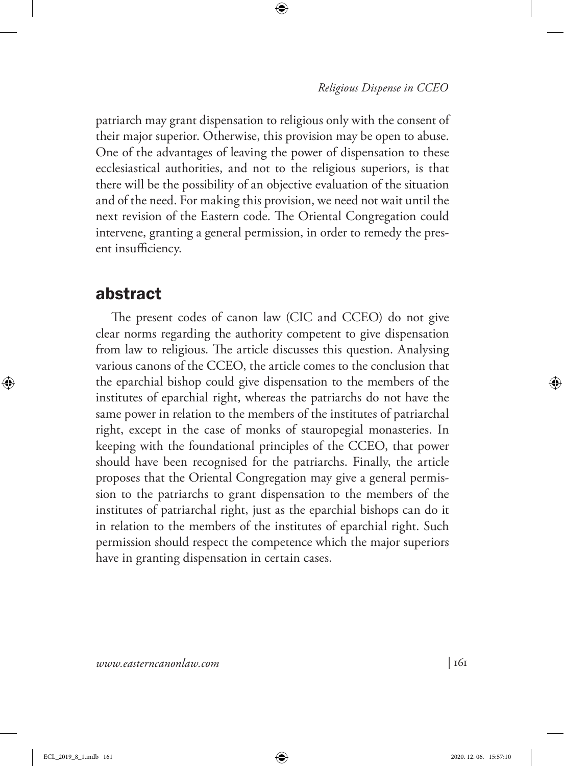patriarch may grant dispensation to religious only with the consent of their major superior. Otherwise, this provision may be open to abuse. One of the advantages of leaving the power of dispensation to these ecclesiastical authorities, and not to the religious superiors, is that there will be the possibility of an objective evaluation of the situation and of the need. For making this provision, we need not wait until the next revision of the Eastern code. The Oriental Congregation could intervene, granting a general permission, in order to remedy the present insufficiency.

## abstract

The present codes of canon law (CIC and CCEO) do not give clear norms regarding the authority competent to give dispensation from law to religious. The article discusses this question. Analysing various canons of the CCEO, the article comes to the conclusion that the eparchial bishop could give dispensation to the members of the institutes of eparchial right, whereas the patriarchs do not have the same power in relation to the members of the institutes of patriarchal right, except in the case of monks of stauropegial monasteries. In keeping with the foundational principles of the CCEO, that power should have been recognised for the patriarchs. Finally, the article proposes that the Oriental Congregation may give a general permission to the patriarchs to grant dispensation to the members of the institutes of patriarchal right, just as the eparchial bishops can do it in relation to the members of the institutes of eparchial right. Such permission should respect the competence which the major superiors have in granting dispensation in certain cases.